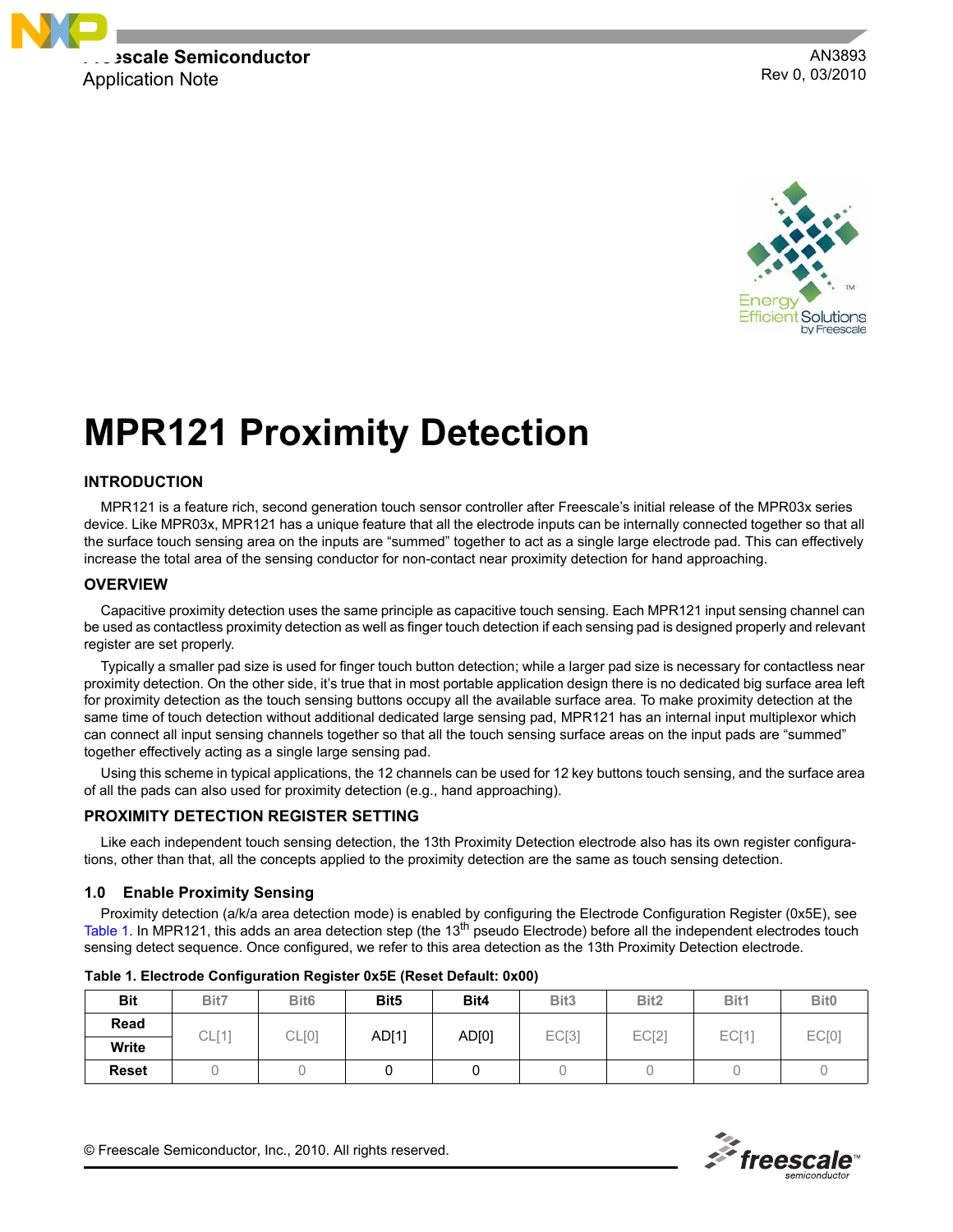Freescale Semiconductor
Application Note

AN3893
Rev 0, 03/2010

# MPR121 Proximity Detection

## INTRODUCTION

MPR121 is a feature rich, second generation touch sensor controller after Freescale's initial release of the MPR03x series device. Like MPR03x, MPR121 has a unique feature that all the electrode inputs can be internally connected together so that all the surface touch sensing area on the inputs are "summed" together to act as a single large electrode pad. This can effectively increase the total area of the sensing conductor for non-contact near proximity detection for hand approaching.

## OVERVIEW

Capacitive proximity detection uses the same principle as capacitive touch sensing. Each MPR121 input sensing channel can be used as contactless proximity detection as well as finger touch detection if each sensing pad is designed properly and relevant register are set properly.

Typically a smaller pad size is used for finger touch button detection; while a larger pad size is necessary for contactless near proximity detection. On the other side, it's true that in most portable application design there is no dedicated big surface area left for proximity detection as the touch sensing buttons occupy all the available surface area. To make proximity detection at the same time of touch detection without additional dedicated large sensing pad, MPR121 has an internal input multiplexor which can connect all input sensing channels together so that all the touch sensing surface areas on the input pads are "summed" together effectively acting as a single large sensing pad.

Using this scheme in typical applications, the 12 channels can be used for 12 key buttons touch sensing, and the surface area of all the pads can also used for proximity detection (e.g., hand approaching).

## PROXIMITY DETECTION REGISTER SETTING

Like each independent touch sensing detection, the 13th Proximity Detection electrode also has its own register configurations, other than that, all the concepts applied to the proximity detection are the same as touch sensing detection.

### 1.0 Enable Proximity Sensing

Proximity detection (a/k/a area detection mode) is enabled by configuring the Electrode Configuration Register (0x5E), see Table 1. In MPR121, this adds an area detection step (the 13th pseudo Electrode) before all the independent electrodes touch sensing detect sequence. Once configured, we refer to this area detection as the 13th Proximity Detection electrode.

**Table 1. Electrode Configuration Register 0x5E (Reset Default: 0x00)**

| Bit | Bit7 | Bit6 | Bit5 | Bit4 | Bit3 | Bit2 | Bit1 | Bit0 |
|---|---|---|---|---|---|---|---|---|
| Read / Write | CL[1] | CL[0] | AD[1] | AD[0] | EC[3] | EC[2] | EC[1] | EC[0] |
| Reset | 0 | 0 | 0 | 0 | 0 | 0 | 0 | 0 |

© Freescale Semiconductor, Inc., 2010. All rights reserved.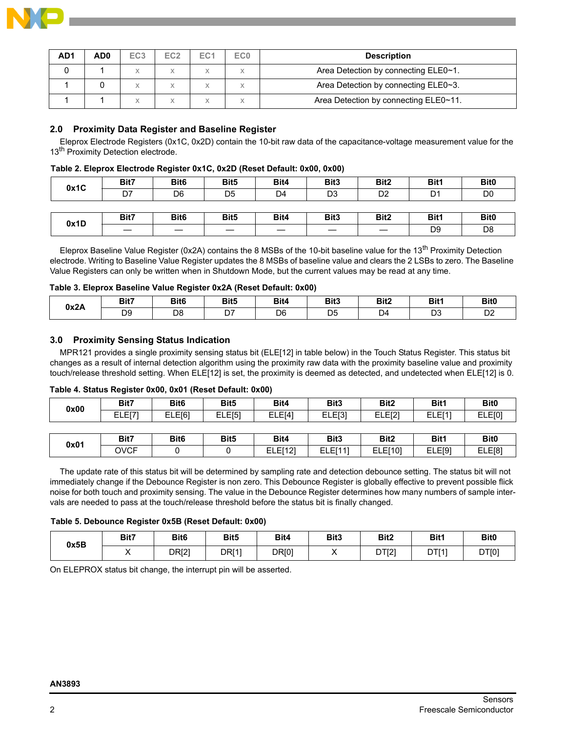| AD1 | AD0 | EC3 | EC2 | EC1 | EC0 | Description |
|---|---|---|---|---|---|---|
| 0 | 1 | x | x | x | x | Area Detection by connecting ELE0~1. |
| 1 | 0 | x | x | x | x | Area Detection by connecting ELE0~3. |
| 1 | 1 | x | x | x | x | Area Detection by connecting ELE0~11. |

## 2.0 Proximity Data Register and Baseline Register

Eleprox Electrode Registers (0x1C, 0x2D) contain the 10-bit raw data of the capacitance-voltage measurement value for the 13th Proximity Detection electrode.

**Table 2. Eleprox Electrode Register 0x1C, 0x2D (Reset Default: 0x00, 0x00)**

| 0x1C | Bit7 | Bit6 | Bit5 | Bit4 | Bit3 | Bit2 | Bit1 | Bit0 |
|---|---|---|---|---|---|---|---|---|
| | D7 | D6 | D5 | D4 | D3 | D2 | D1 | D0 |

| 0x1D | Bit7 | Bit6 | Bit5 | Bit4 | Bit3 | Bit2 | Bit1 | Bit0 |
|---|---|---|---|---|---|---|---|---|
| | — | — | — | — | — | — | D9 | D8 |

Eleprox Baseline Value Register (0x2A) contains the 8 MSBs of the 10-bit baseline value for the 13th Proximity Detection electrode. Writing to Baseline Value Register updates the 8 MSBs of baseline value and clears the 2 LSBs to zero. The Baseline Value Registers can only be written when in Shutdown Mode, but the current values may be read at any time.

**Table 3. Eleprox Baseline Value Register 0x2A (Reset Default: 0x00)**

| 0x2A | Bit7 | Bit6 | Bit5 | Bit4 | Bit3 | Bit2 | Bit1 | Bit0 |
|---|---|---|---|---|---|---|---|---|
| | D9 | D8 | D7 | D6 | D5 | D4 | D3 | D2 |

## 3.0 Proximity Sensing Status Indication

MPR121 provides a single proximity sensing status bit (ELE[12] in table below) in the Touch Status Register. This status bit changes as a result of internal detection algorithm using the proximity raw data with the proximity baseline value and proximity touch/release threshold setting. When ELE[12] is set, the proximity is deemed as detected, and undetected when ELE[12] is 0.

**Table 4. Status Register 0x00, 0x01 (Reset Default: 0x00)**

| 0x00 | Bit7 | Bit6 | Bit5 | Bit4 | Bit3 | Bit2 | Bit1 | Bit0 |
|---|---|---|---|---|---|---|---|---|
| | ELE[7] | ELE[6] | ELE[5] | ELE[4] | ELE[3] | ELE[2] | ELE[1] | ELE[0] |

| 0x01 | Bit7 | Bit6 | Bit5 | Bit4 | Bit3 | Bit2 | Bit1 | Bit0 |
|---|---|---|---|---|---|---|---|---|
| | OVCF | 0 | 0 | ELE[12] | ELE[11] | ELE[10] | ELE[9] | ELE[8] |

The update rate of this status bit will be determined by sampling rate and detection debounce setting. The status bit will not immediately change if the Debounce Register is non zero. This Debounce Register is globally effective to prevent possible flick noise for both touch and proximity sensing. The value in the Debounce Register determines how many numbers of sample intervals are needed to pass at the touch/release threshold before the status bit is finally changed.

**Table 5. Debounce Register 0x5B (Reset Default: 0x00)**

| 0x5B | Bit7 | Bit6 | Bit5 | Bit4 | Bit3 | Bit2 | Bit1 | Bit0 |
|---|---|---|---|---|---|---|---|---|
| | X | DR[2] | DR[1] | DR[0] | X | DT[2] | DT[1] | DT[0] |

On ELEPROX status bit change, the interrupt pin will be asserted.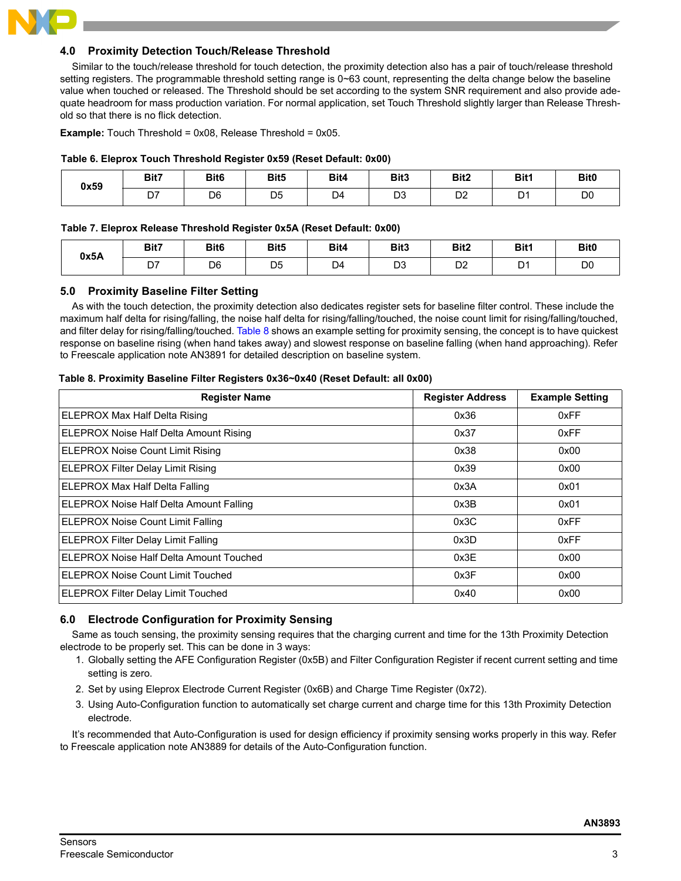## 4.0 Proximity Detection Touch/Release Threshold

Similar to the touch/release threshold for touch detection, the proximity detection also has a pair of touch/release threshold setting registers. The programmable threshold setting range is 0~63 count, representing the delta change below the baseline value when touched or released. The Threshold should be set according to the system SNR requirement and also provide adequate headroom for mass production variation. For normal application, set Touch Threshold slightly larger than Release Threshold so that there is no flick detection.

**Example:** Touch Threshold = 0x08, Release Threshold = 0x05.

**Table 6. Eleprox Touch Threshold Register 0x59 (Reset Default: 0x00)**

| 0x59 | Bit7 | Bit6 | Bit5 | Bit4 | Bit3 | Bit2 | Bit1 | Bit0 |
|---|---|---|---|---|---|---|---|---|
| | D7 | D6 | D5 | D4 | D3 | D2 | D1 | D0 |

**Table 7. Eleprox Release Threshold Register 0x5A (Reset Default: 0x00)**

| 0x5A | Bit7 | Bit6 | Bit5 | Bit4 | Bit3 | Bit2 | Bit1 | Bit0 |
|---|---|---|---|---|---|---|---|---|
| | D7 | D6 | D5 | D4 | D3 | D2 | D1 | D0 |

## 5.0 Proximity Baseline Filter Setting

As with the touch detection, the proximity detection also dedicates register sets for baseline filter control. These include the maximum half delta for rising/falling, the noise half delta for rising/falling/touched, the noise count limit for rising/falling/touched, and filter delay for rising/falling/touched. Table 8 shows an example setting for proximity sensing, the concept is to have quickest response on baseline rising (when hand takes away) and slowest response on baseline falling (when hand approaching). Refer to Freescale application note AN3891 for detailed description on baseline system.

**Table 8. Proximity Baseline Filter Registers 0x36~0x40 (Reset Default: all 0x00)**

| Register Name | Register Address | Example Setting |
|---|---|---|
| ELEPROX Max Half Delta Rising | 0x36 | 0xFF |
| ELEPROX Noise Half Delta Amount Rising | 0x37 | 0xFF |
| ELEPROX Noise Count Limit Rising | 0x38 | 0x00 |
| ELEPROX Filter Delay Limit Rising | 0x39 | 0x00 |
| ELEPROX Max Half Delta Falling | 0x3A | 0x01 |
| ELEPROX Noise Half Delta Amount Falling | 0x3B | 0x01 |
| ELEPROX Noise Count Limit Falling | 0x3C | 0xFF |
| ELEPROX Filter Delay Limit Falling | 0x3D | 0xFF |
| ELEPROX Noise Half Delta Amount Touched | 0x3E | 0x00 |
| ELEPROX Noise Count Limit Touched | 0x3F | 0x00 |
| ELEPROX Filter Delay Limit Touched | 0x40 | 0x00 |

## 6.0 Electrode Configuration for Proximity Sensing

Same as touch sensing, the proximity sensing requires that the charging current and time for the 13th Proximity Detection electrode to be properly set. This can be done in 3 ways:

1. Globally setting the AFE Configuration Register (0x5B) and Filter Configuration Register if recent current setting and time setting is zero.
2. Set by using Eleprox Electrode Current Register (0x6B) and Charge Time Register (0x72).
3. Using Auto-Configuration function to automatically set charge current and charge time for this 13th Proximity Detection electrode.

It's recommended that Auto-Configuration is used for design efficiency if proximity sensing works properly in this way. Refer to Freescale application note AN3889 for details of the Auto-Configuration function.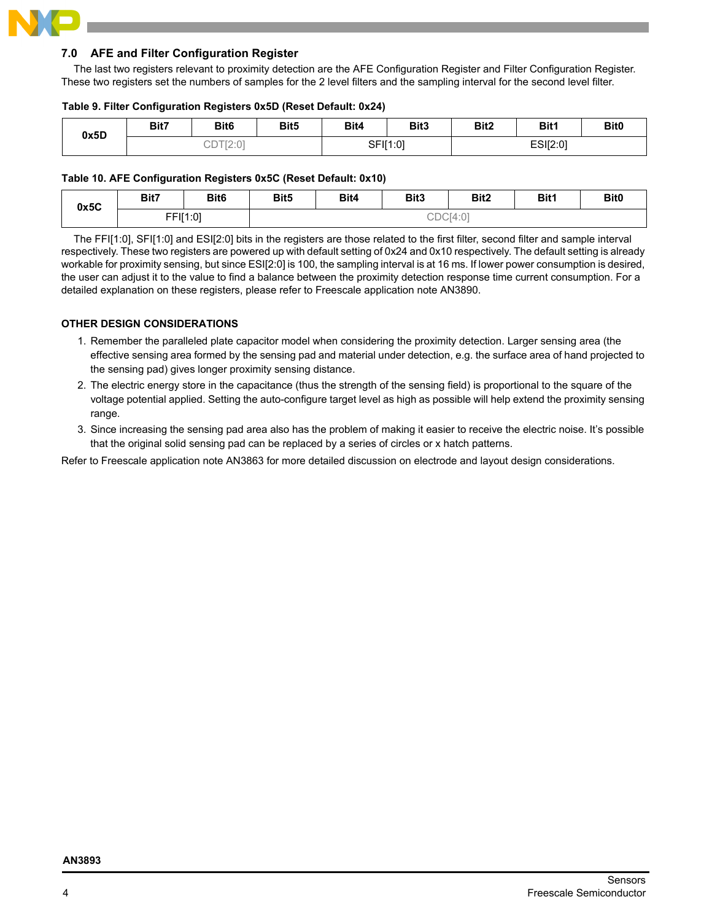## 7.0 AFE and Filter Configuration Register

The last two registers relevant to proximity detection are the AFE Configuration Register and Filter Configuration Register. These two registers set the numbers of samples for the 2 level filters and the sampling interval for the second level filter.

**Table 9. Filter Configuration Registers 0x5D (Reset Default: 0x24)**

| 0x5D | Bit7 | Bit6 | Bit5 | Bit4 | Bit3 | Bit2 | Bit1 | Bit0 |
|---|---|---|---|---|---|---|---|---|
| | CDT[2:0] | | | SFI[1:0] | | ESI[2:0] | | |

**Table 10. AFE Configuration Registers 0x5C (Reset Default: 0x10)**

| 0x5C | Bit7 | Bit6 | Bit5 | Bit4 | Bit3 | Bit2 | Bit1 | Bit0 |
|---|---|---|---|---|---|---|---|---|
| | FFI[1:0] | | CDC[4:0] | | | | | |

The FFI[1:0], SFI[1:0] and ESI[2:0] bits in the registers are those related to the first filter, second filter and sample interval respectively. These two registers are powered up with default setting of 0x24 and 0x10 respectively. The default setting is already workable for proximity sensing, but since ESI[2:0] is 100, the sampling interval is at 16 ms. If lower power consumption is desired, the user can adjust it to the value to find a balance between the proximity detection response time current consumption. For a detailed explanation on these registers, please refer to Freescale application note AN3890.

### OTHER DESIGN CONSIDERATIONS

1. Remember the paralleled plate capacitor model when considering the proximity detection. Larger sensing area (the effective sensing area formed by the sensing pad and material under detection, e.g. the surface area of hand projected to the sensing pad) gives longer proximity sensing distance.
2. The electric energy store in the capacitance (thus the strength of the sensing field) is proportional to the square of the voltage potential applied. Setting the auto-configure target level as high as possible will help extend the proximity sensing range.
3. Since increasing the sensing pad area also has the problem of making it easier to receive the electric noise. It's possible that the original solid sensing pad can be replaced by a series of circles or x hatch patterns.

Refer to Freescale application note AN3863 for more detailed discussion on electrode and layout design considerations.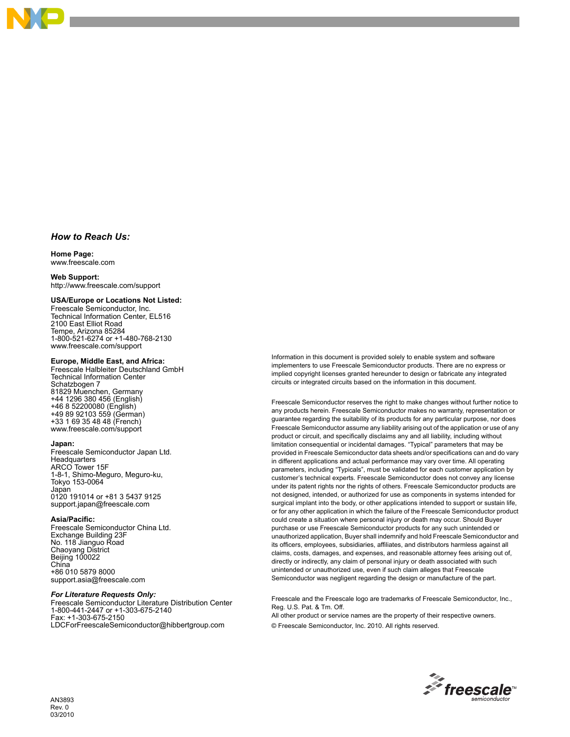*How to Reach Us:*

**Home Page:**
www.freescale.com

**Web Support:**
http://www.freescale.com/support

**USA/Europe or Locations Not Listed:**
Freescale Semiconductor, Inc.
Technical Information Center, EL516
2100 East Elliot Road
Tempe, Arizona 85284
1-800-521-6274 or +1-480-768-2130
www.freescale.com/support

**Europe, Middle East, and Africa:**
Freescale Halbleiter Deutschland GmbH
Technical Information Center
Schatzbogen 7
81829 Muenchen, Germany
+44 1296 380 456 (English)
+46 8 52200080 (English)
+49 89 92103 559 (German)
+33 1 69 35 48 48 (French)
www.freescale.com/support

**Japan:**
Freescale Semiconductor Japan Ltd.
Headquarters
ARCO Tower 15F
1-8-1, Shimo-Meguro, Meguro-ku,
Tokyo 153-0064
Japan
0120 191014 or +81 3 5437 9125
support.japan@freescale.com

**Asia/Pacific:**
Freescale Semiconductor China Ltd.
Exchange Building 23F
No. 118 Jianguo Road
Chaoyang District
Beijing 100022
China
+86 010 5879 8000
support.asia@freescale.com

***For Literature Requests Only:***
Freescale Semiconductor Literature Distribution Center
1-800-441-2447 or +1-303-675-2140
Fax: +1-303-675-2150
LDCForFreescaleSemiconductor@hibbertgroup.com

Information in this document is provided solely to enable system and software implementers to use Freescale Semiconductor products. There are no express or implied copyright licenses granted hereunder to design or fabricate any integrated circuits or integrated circuits based on the information in this document.

Freescale Semiconductor reserves the right to make changes without further notice to any products herein. Freescale Semiconductor makes no warranty, representation or guarantee regarding the suitability of its products for any particular purpose, nor does Freescale Semiconductor assume any liability arising out of the application or use of any product or circuit, and specifically disclaims any and all liability, including without limitation consequential or incidental damages. "Typical" parameters that may be provided in Freescale Semiconductor data sheets and/or specifications can and do vary in different applications and actual performance may vary over time. All operating parameters, including "Typicals", must be validated for each customer application by customer's technical experts. Freescale Semiconductor does not convey any license under its patent rights nor the rights of others. Freescale Semiconductor products are not designed, intended, or authorized for use as components in systems intended for surgical implant into the body, or other applications intended to support or sustain life, or for any other application in which the failure of the Freescale Semiconductor product could create a situation where personal injury or death may occur. Should Buyer purchase or use Freescale Semiconductor products for any such unintended or unauthorized application, Buyer shall indemnify and hold Freescale Semiconductor and its officers, employees, subsidiaries, affiliates, and distributors harmless against all claims, costs, damages, and expenses, and reasonable attorney fees arising out of, directly or indirectly, any claim of personal injury or death associated with such unintended or unauthorized use, even if such claim alleges that Freescale Semiconductor was negligent regarding the design or manufacture of the part.

Freescale and the Freescale logo are trademarks of Freescale Semiconductor, Inc., Reg. U.S. Pat. & Tm. Off.
All other product or service names are the property of their respective owners.
© Freescale Semiconductor, Inc. 2010. All rights reserved.

AN3893
Rev. 0
03/2010